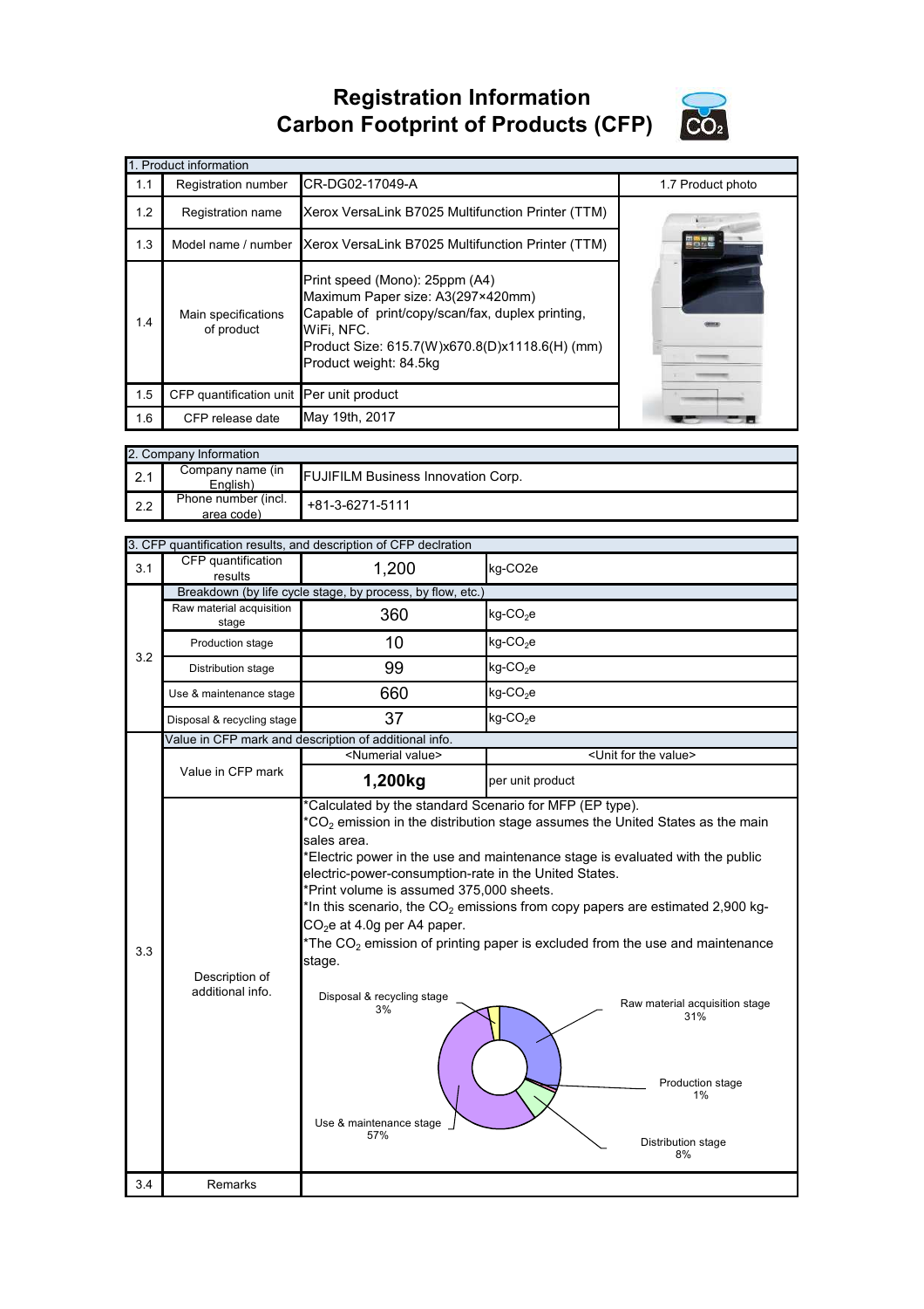# Registration Information
# Carbon Footprint of Products (CFP)

| 1. Product information | | | |
|---|---|---|---|
| 1.1 | Registration number | CR-DG02-17049-A | 1.7 Product photo |
| 1.2 | Registration name | Xerox VersaLink B7025 Multifunction Printer (TTM) | |
| 1.3 | Model name / number | Xerox VersaLink B7025 Multifunction Printer (TTM) | |
| 1.4 | Main specifications of product | Print speed (Mono): 25ppm (A4)<br>Maximum Paper size: A3(297×420mm)<br>Capable of print/copy/scan/fax, duplex printing, WiFi, NFC.<br>Product Size: 615.7(W)x670.8(D)x1118.6(H) (mm)<br>Product weight: 84.5kg | |
| 1.5 | CFP quantification unit | Per unit product | |
| 1.6 | CFP release date | May 19th, 2017 | |

| 2. Company Information | | |
|---|---|---|
| 2.1 | Company name (in English) | FUJIFILM Business Innovation Corp. |
| 2.2 | Phone number (incl. area code) | +81-3-6271-5111 |

| 3. CFP quantification results, and description of CFP declration | | | |
|---|---|---|---|
| 3.1 | CFP quantification results | 1,200 | kg-CO2e |
| 3.2 | Breakdown (by life cycle stage, by process, by flow, etc.) | | |
| | Raw material acquisition stage | 360 | kg-$CO_2$e |
| | Production stage | 10 | kg-$CO_2$e |
| | Distribution stage | 99 | kg-$CO_2$e |
| | Use & maintenance stage | 660 | kg-$CO_2$e |
| | Disposal & recycling stage | 37 | kg-$CO_2$e |
| 3.3 | Value in CFP mark and description of additional info. | | |
| | Value in CFP mark | <Numerial value> | <Unit for the value> |
| | | **1,200kg** | per unit product |
| | Description of additional info. | *Calculated by the standard Scenario for MFP (EP type).<br>*$CO_2$ emission in the distribution stage assumes the United States as the main sales area.<br>*Electric power in the use and maintenance stage is evaluated with the public electric-power-consumption-rate in the United States.<br>*Print volume is assumed 375,000 sheets.<br>*In this scenario, the $CO_2$ emissions from copy papers are estimated 2,900 kg-$CO_2$e at 4.0g per A4 paper.<br>*The $CO_2$ emission of printing paper is excluded from the use and maintenance stage.<br><br>Raw material acquisition stage 31%<br>Production stage 1%<br>Distribution stage 8%<br>Use & maintenance stage 57%<br>Disposal & recycling stage 3% | |
| 3.4 | Remarks | | |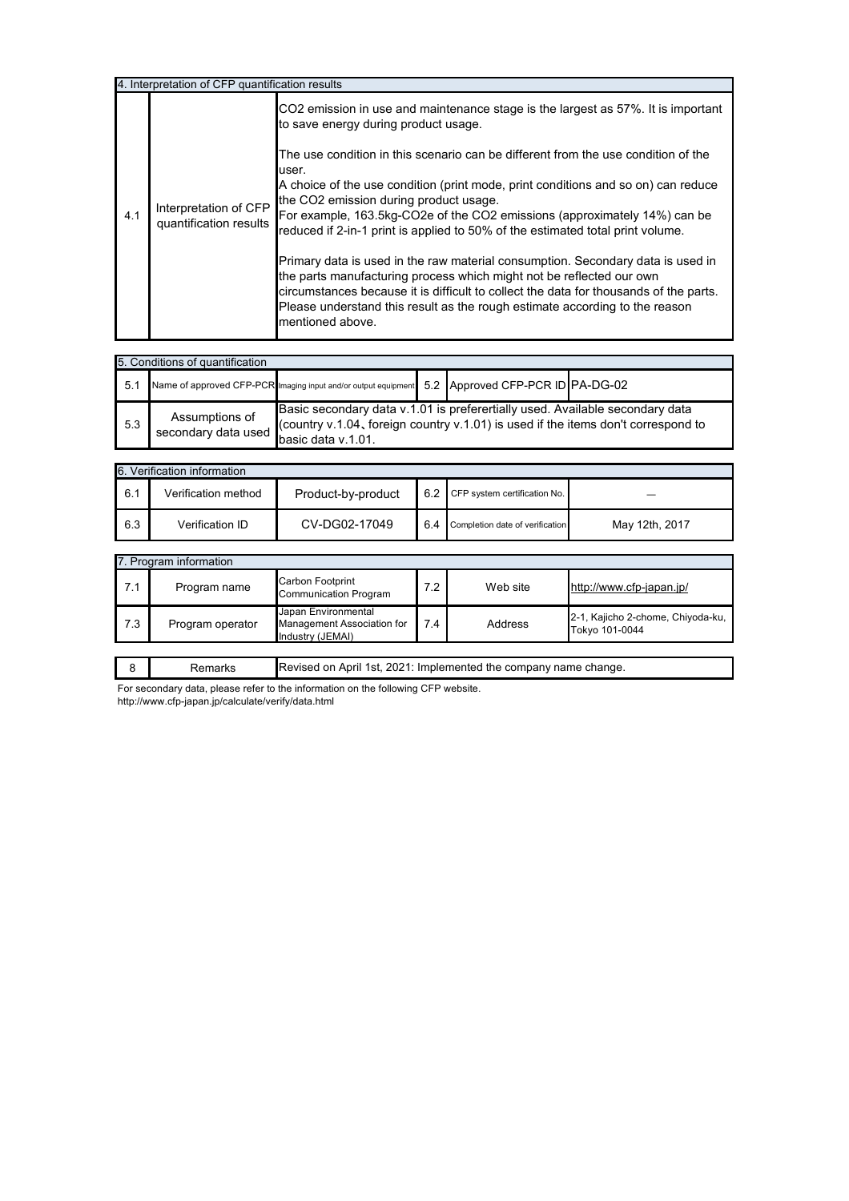| 4. Interpretation of CFP quantification results | | |
|---|---|---|
| 4.1 | Interpretation of CFP quantification results | $CO_2$ emission in use and maintenance stage is the largest as 57%. It is important to save energy during product usage.<br><br>The use condition in this scenario can be different from the use condition of the user.<br>A choice of the use condition (print mode, print conditions and so on) can reduce the $CO_2$ emission during product usage.<br>For example, 163.5kg-CO2e of the $CO_2$ emissions (approximately 14%) can be reduced if 2-in-1 print is applied to 50% of the estimated total print volume.<br><br>Primary data is used in the raw material consumption. Secondary data is used in the parts manufacturing process which might not be reflected our own circumstances because it is difficult to collect the data for thousands of the parts. Please understand this result as the rough estimate according to the reason mentioned above. |

| 5. Conditions of quantification | | | | | |
|---|---|---|---|---|---|
| 5.1 | Name of approved CFP-PCR | Imaging input and/or output equipment | 5.2 | Approved CFP-PCR ID | PA-DG-02 |
| 5.3 | Assumptions of secondary data used | Basic secondary data v.1.01 is preferertially used. Available secondary data (country v.1.04、foreign country v.1.01) is used if the items don't correspond to basic data v.1.01. | | | |

| 6. Verification information | | | | | |
|---|---|---|---|---|---|
| 6.1 | Verification method | Product-by-product | 6.2 | CFP system certification No. | — |
| 6.3 | Verification ID | CV-DG02-17049 | 6.4 | Completion date of verification | May 12th, 2017 |

| 7. Program information | | | | | |
|---|---|---|---|---|---|
| 7.1 | Program name | Carbon Footprint Communication Program | 7.2 | Web site | http://www.cfp-japan.jp/ |
| 7.3 | Program operator | Japan Environmental Management Association for Industry (JEMAI) | 7.4 | Address | 2-1, Kajicho 2-chome, Chiyoda-ku, Tokyo 101-0044 |

| | | |
|---|---|---|
| 8 | Remarks | Revised on April 1st, 2021: Implemented the company name change. |

For secondary data, please refer to the information on the following CFP website.
http://www.cfp-japan.jp/calculate/verify/data.html